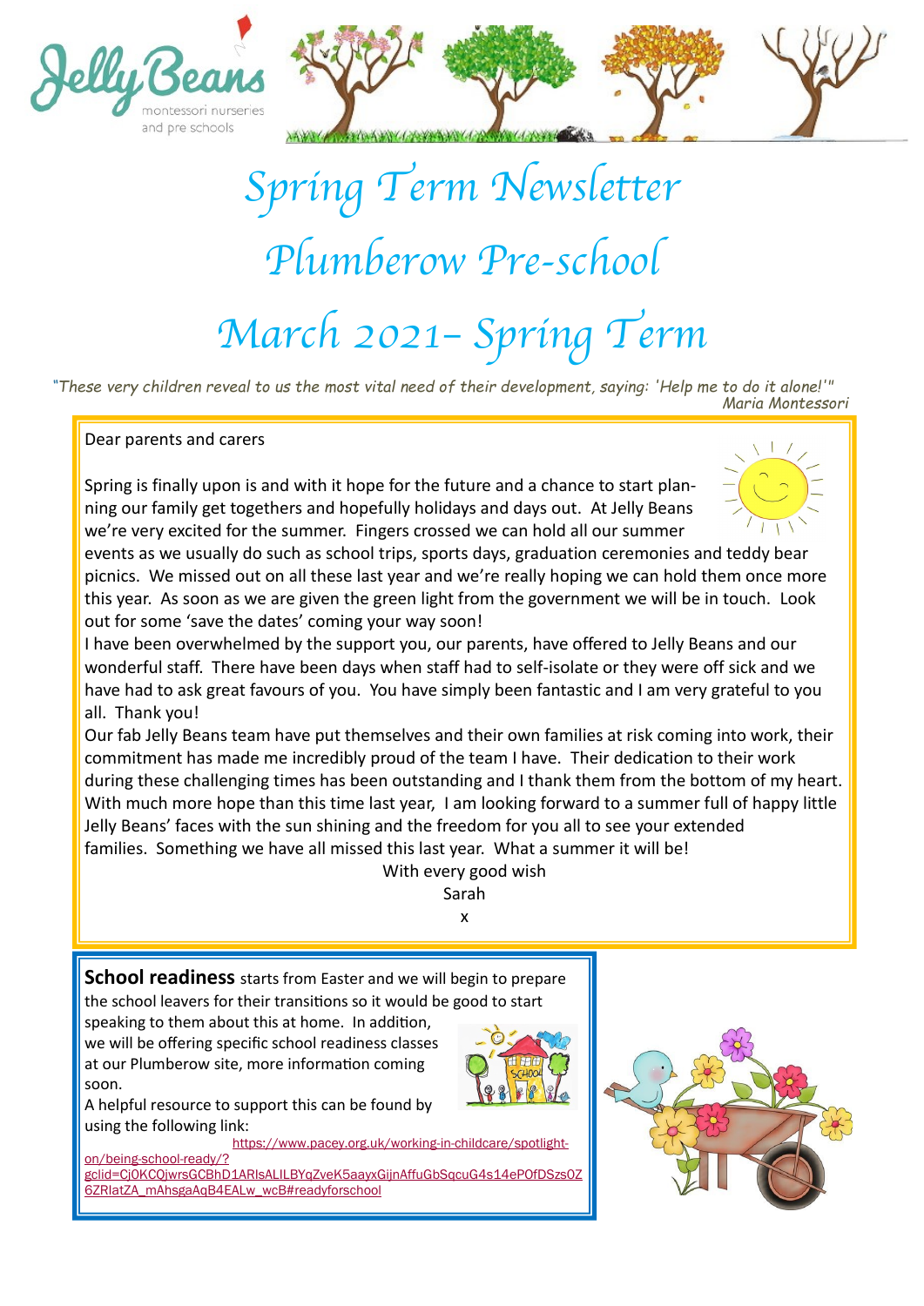Jelly Beans montessori nurseries and pre schools

# Spring Term Newsletter

# Plumberow Pre-school

# March 2021– Spring Term

*"These very children reveal to us the most vital need of their development, saying: 'Help me to do it alone!'"*
*Maria Montessori*

Dear parents and carers

Spring is finally upon is and with it hope for the future and a chance to start planning our family get togethers and hopefully holidays and days out. At Jelly Beans we're very excited for the summer. Fingers crossed we can hold all our summer events as we usually do such as school trips, sports days, graduation ceremonies and teddy bear picnics. We missed out on all these last year and we're really hoping we can hold them once more this year. As soon as we are given the green light from the government we will be in touch. Look out for some 'save the dates' coming your way soon!

I have been overwhelmed by the support you, our parents, have offered to Jelly Beans and our wonderful staff. There have been days when staff had to self-isolate or they were off sick and we have had to ask great favours of you. You have simply been fantastic and I am very grateful to you all. Thank you!

Our fab Jelly Beans team have put themselves and their own families at risk coming into work, their commitment has made me incredibly proud of the team I have. Their dedication to their work during these challenging times has been outstanding and I thank them from the bottom of my heart.

With much more hope than this time last year, I am looking forward to a summer full of happy little Jelly Beans' faces with the sun shining and the freedom for you all to see your extended families. Something we have all missed this last year. What a summer it will be!

With every good wish

Sarah

x

**School readiness** starts from Easter and we will begin to prepare the school leavers for their transitions so it would be good to start speaking to them about this at home. In addition, we will be offering specific school readiness classes at our Plumberow site, more information coming soon.

A helpful resource to support this can be found by using the following link:
https://www.pacey.org.uk/working-in-childcare/spotlight-on/being-school-ready/?gclid=Cj0KCQjwrsGCBhD1ARIsALILBYqZveK5aayxGijnAffuGbSqcuG4s14ePOfDSzs0Z6ZRlatZA_mAhsgaAqB4EALw_wcB#readyforschool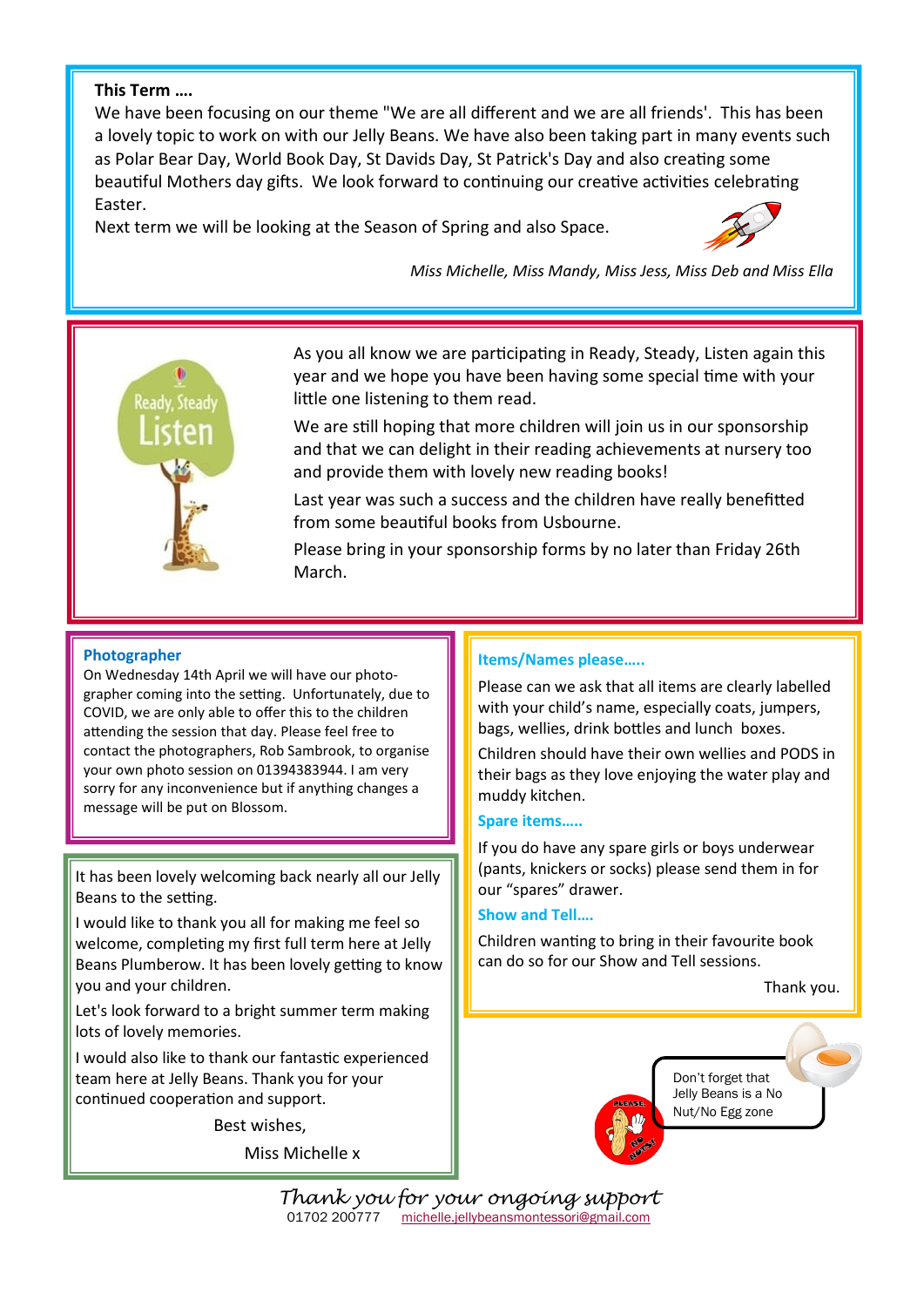## This Term ….

We have been focusing on our theme "We are all different and we are all friends'. This has been a lovely topic to work on with our Jelly Beans. We have also been taking part in many events such as Polar Bear Day, World Book Day, St Davids Day, St Patrick's Day and also creating some beautiful Mothers day gifts. We look forward to continuing our creative activities celebrating Easter.

Next term we will be looking at the Season of Spring and also Space.

*Miss Michelle, Miss Mandy, Miss Jess, Miss Deb and Miss Ella*

Ready, Steady Listen

As you all know we are participating in Ready, Steady, Listen again this year and we hope you have been having some special time with your little one listening to them read.

We are still hoping that more children will join us in our sponsorship and that we can delight in their reading achievements at nursery too and provide them with lovely new reading books!

Last year was such a success and the children have really benefitted from some beautiful books from Usbourne.

Please bring in your sponsorship forms by no later than Friday 26th March.

### Photographer

On Wednesday 14th April we will have our photographer coming into the setting. Unfortunately, due to COVID, we are only able to offer this to the children attending the session that day. Please feel free to contact the photographers, Rob Sambrook, to organise your own photo session on 01394383944. I am very sorry for any inconvenience but if anything changes a message will be put on Blossom.

It has been lovely welcoming back nearly all our Jelly Beans to the setting.

I would like to thank you all for making me feel so welcome, completing my first full term here at Jelly Beans Plumberow. It has been lovely getting to know you and your children.

Let's look forward to a bright summer term making lots of lovely memories.

I would also like to thank our fantastic experienced team here at Jelly Beans. Thank you for your continued cooperation and support.

Best wishes,

Miss Michelle x

### Items/Names please…..

Please can we ask that all items are clearly labelled with your child's name, especially coats, jumpers, bags, wellies, drink bottles and lunch boxes.

Children should have their own wellies and PODS in their bags as they love enjoying the water play and muddy kitchen.

### Spare items…..

If you do have any spare girls or boys underwear (pants, knickers or socks) please send them in for our "spares" drawer.

### Show and Tell….

Children wanting to bring in their favourite book can do so for our Show and Tell sessions.

Thank you.

PLEASE NO NUTS!

Don't forget that Jelly Beans is a No Nut/No Egg zone

*Thank you for your ongoing support*

01702 200777 michelle.jellybeansmontessori@gmail.com